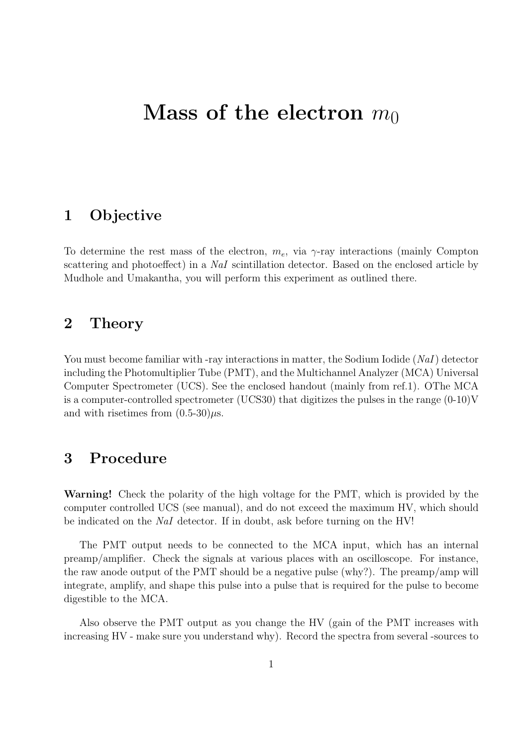# Mass of the electron $m_0$

## 1 Objective

To determine the rest mass of the electron, $m_e$, via $\gamma$-ray interactions (mainly Compton scattering and photoeffect) in a *NaI* scintillation detector. Based on the enclosed article by Mudhole and Umakantha, you will perform this experiment as outlined there.

## 2 Theory

You must become familiar with -ray interactions in matter, the Sodium Iodide (*NaI*) detector including the Photomultiplier Tube (PMT), and the Multichannel Analyzer (MCA) Universal Computer Spectrometer (UCS). See the enclosed handout (mainly from ref.1). OThe MCA is a computer-controlled spectrometer (UCS30) that digitizes the pulses in the range (0-10)V and with risetimes from (0.5-30)$\mu$s.

## 3 Procedure

**Warning!** Check the polarity of the high voltage for the PMT, which is provided by the computer controlled UCS (see manual), and do not exceed the maximum HV, which should be indicated on the *NaI* detector. If in doubt, ask before turning on the HV!

The PMT output needs to be connected to the MCA input, which has an internal preamp/amplifier. Check the signals at various places with an oscilloscope. For instance, the raw anode output of the PMT should be a negative pulse (why?). The preamp/amp will integrate, amplify, and shape this pulse into a pulse that is required for the pulse to become digestible to the MCA.

Also observe the PMT output as you change the HV (gain of the PMT increases with increasing HV - make sure you understand why). Record the spectra from several -sources to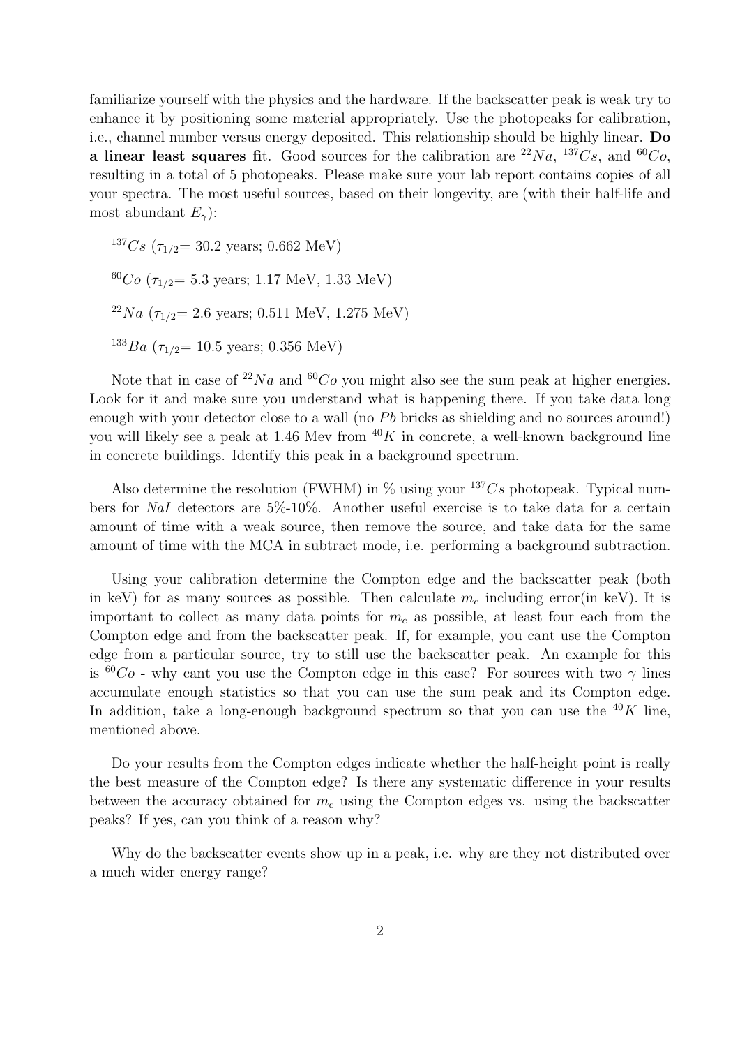familiarize yourself with the physics and the hardware. If the backscatter peak is weak try to enhance it by positioning some material appropriately. Use the photopeaks for calibration, i.e., channel number versus energy deposited. This relationship should be highly linear. **Do a linear least squares fi**t. Good sources for the calibration are $^{22}Na$, $^{137}Cs$, and $^{60}Co$, resulting in a total of 5 photopeaks. Please make sure your lab report contains copies of all your spectra. The most useful sources, based on their longevity, are (with their half-life and most abundant $E_\gamma$):

$^{137}Cs$ ($\tau_{1/2}$= 30.2 years; 0.662 MeV)

$^{60}Co$ ($\tau_{1/2}$= 5.3 years; 1.17 MeV, 1.33 MeV)

$^{22}Na$ ($\tau_{1/2}$= 2.6 years; 0.511 MeV, 1.275 MeV)

$^{133}Ba$ ($\tau_{1/2}$= 10.5 years; 0.356 MeV)

Note that in case of $^{22}Na$ and $^{60}Co$ you might also see the sum peak at higher energies. Look for it and make sure you understand what is happening there. If you take data long enough with your detector close to a wall (no $Pb$ bricks as shielding and no sources around!) you will likely see a peak at 1.46 Mev from $^{40}K$ in concrete, a well-known background line in concrete buildings. Identify this peak in a background spectrum.

Also determine the resolution (FWHM) in % using your $^{137}Cs$ photopeak. Typical numbers for $NaI$ detectors are 5%-10%. Another useful exercise is to take data for a certain amount of time with a weak source, then remove the source, and take data for the same amount of time with the MCA in subtract mode, i.e. performing a background subtraction.

Using your calibration determine the Compton edge and the backscatter peak (both in keV) for as many sources as possible. Then calculate $m_e$ including error(in keV). It is important to collect as many data points for $m_e$ as possible, at least four each from the Compton edge and from the backscatter peak. If, for example, you cant use the Compton edge from a particular source, try to still use the backscatter peak. An example for this is $^{60}Co$ - why cant you use the Compton edge in this case? For sources with two $\gamma$ lines accumulate enough statistics so that you can use the sum peak and its Compton edge. In addition, take a long-enough background spectrum so that you can use the $^{40}K$ line, mentioned above.

Do your results from the Compton edges indicate whether the half-height point is really the best measure of the Compton edge? Is there any systematic difference in your results between the accuracy obtained for $m_e$ using the Compton edges vs. using the backscatter peaks? If yes, can you think of a reason why?

Why do the backscatter events show up in a peak, i.e. why are they not distributed over a much wider energy range?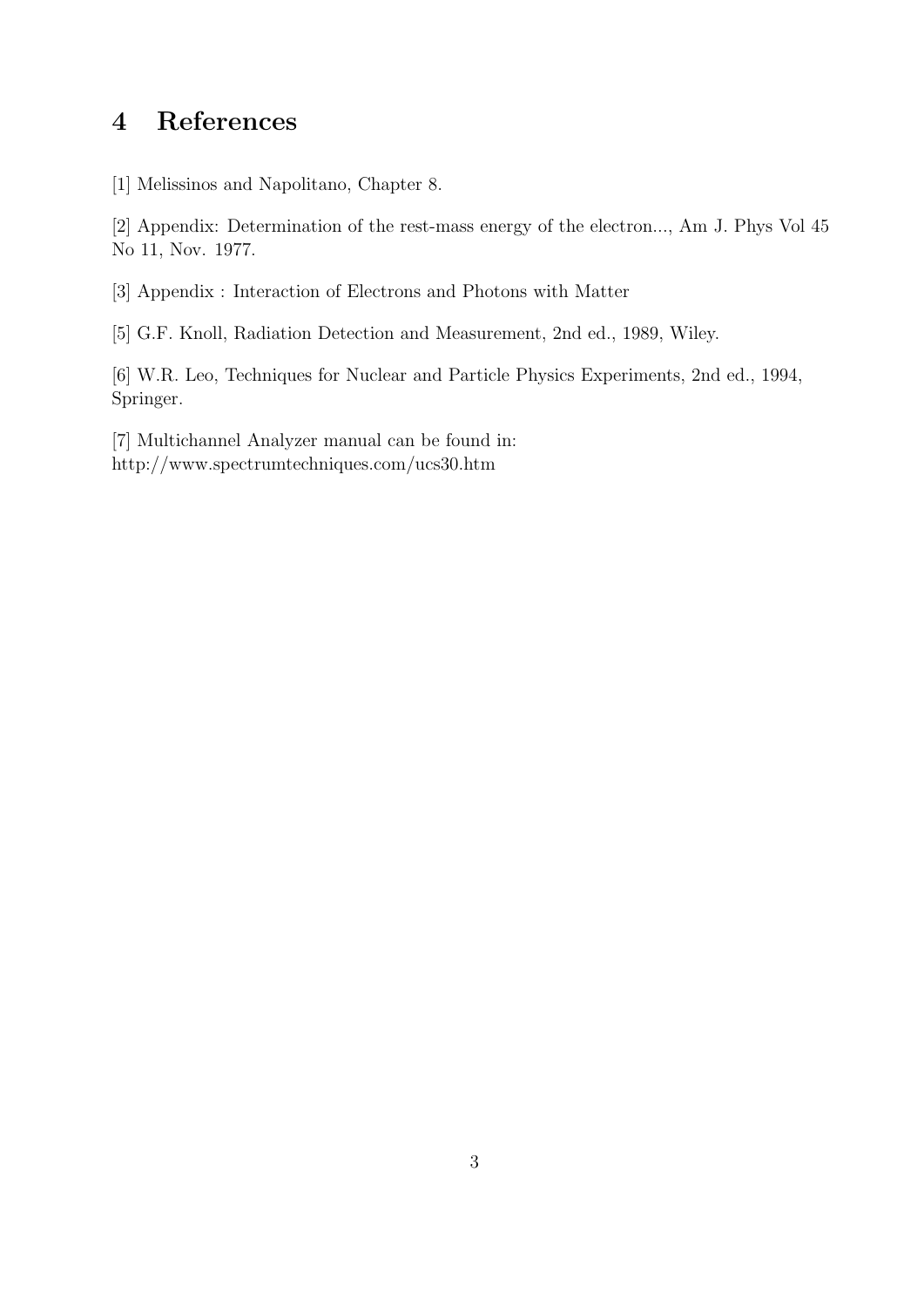# 4 References

[1] Melissinos and Napolitano, Chapter 8.

[2] Appendix: Determination of the rest-mass energy of the electron..., Am J. Phys Vol 45 No 11, Nov. 1977.

[3] Appendix : Interaction of Electrons and Photons with Matter

[5] G.F. Knoll, Radiation Detection and Measurement, 2nd ed., 1989, Wiley.

[6] W.R. Leo, Techniques for Nuclear and Particle Physics Experiments, 2nd ed., 1994, Springer.

[7] Multichannel Analyzer manual can be found in:  
http://www.spectrumtechniques.com/ucs30.htm